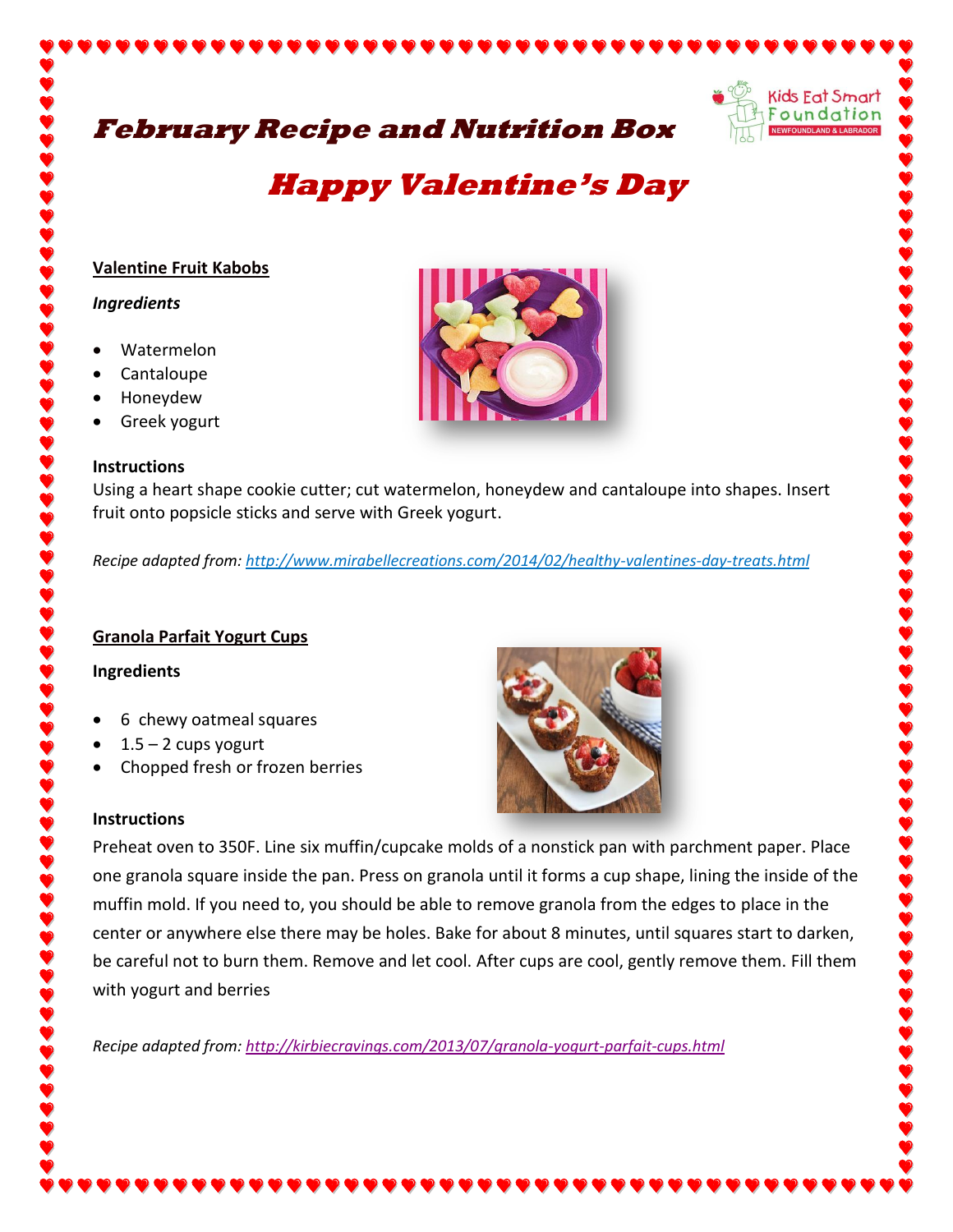# February Recipe and Nutrition Box

## Happy Valentine's Day

### Valentine Fruit Kabobs

*Ingredients*

- Watermelon
- Cantaloupe
- Honeydew
- Greek yogurt

**Instructions**

Using a heart shape cookie cutter; cut watermelon, honeydew and cantaloupe into shapes. Insert fruit onto popsicle sticks and serve with Greek yogurt.

*Recipe adapted from: http://www.mirabellecreations.com/2014/02/healthy-valentines-day-treats.html*

### Granola Parfait Yogurt Cups

**Ingredients**

- 6 chewy oatmeal squares
- 1.5 – 2 cups yogurt
- Chopped fresh or frozen berries

**Instructions**

Preheat oven to 350F. Line six muffin/cupcake molds of a nonstick pan with parchment paper. Place one granola square inside the pan. Press on granola until it forms a cup shape, lining the inside of the muffin mold. If you need to, you should be able to remove granola from the edges to place in the center or anywhere else there may be holes. Bake for about 8 minutes, until squares start to darken, be careful not to burn them. Remove and let cool. After cups are cool, gently remove them. Fill them with yogurt and berries

*Recipe adapted from: http://kirbiecravings.com/2013/07/granola-yogurt-parfait-cups.html*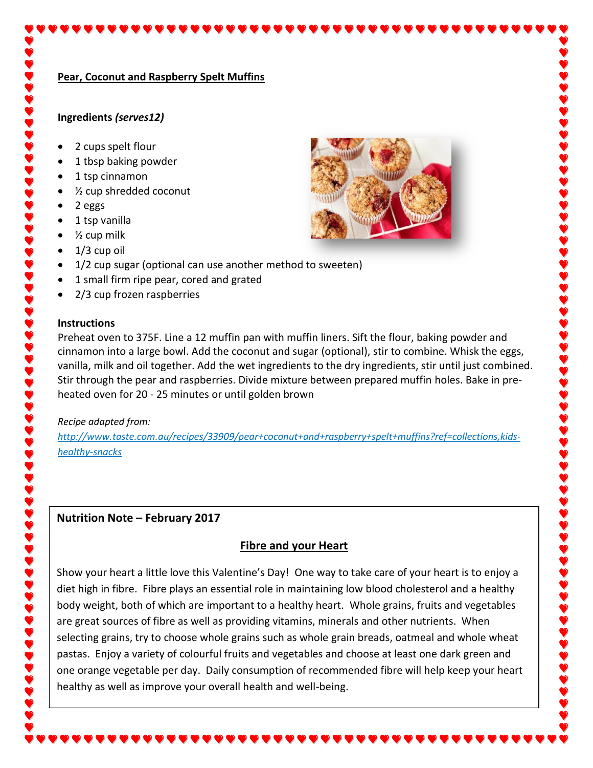**Pear, Coconut and Raspberry Spelt Muffins**

**Ingredients *(serves12)***

- 2 cups spelt flour
- 1 tbsp baking powder
- 1 tsp cinnamon
- ½ cup shredded coconut
- 2 eggs
- 1 tsp vanilla
- ½ cup milk
- 1/3 cup oil
- 1/2 cup sugar (optional can use another method to sweeten)
- 1 small firm ripe pear, cored and grated
- 2/3 cup frozen raspberries

**Instructions**

Preheat oven to 375F. Line a 12 muffin pan with muffin liners. Sift the flour, baking powder and cinnamon into a large bowl. Add the coconut and sugar (optional), stir to combine. Whisk the eggs, vanilla, milk and oil together. Add the wet ingredients to the dry ingredients, stir until just combined. Stir through the pear and raspberries. Divide mixture between prepared muffin holes. Bake in pre-heated oven for 20 - 25 minutes or until golden brown

*Recipe adapted from:*

*http://www.taste.com.au/recipes/33909/pear+coconut+and+raspberry+spelt+muffins?ref=collections,kids-healthy-snacks*

**Nutrition Note – February 2017**

**Fibre and your Heart**

Show your heart a little love this Valentine's Day! One way to take care of your heart is to enjoy a diet high in fibre. Fibre plays an essential role in maintaining low blood cholesterol and a healthy body weight, both of which are important to a healthy heart. Whole grains, fruits and vegetables are great sources of fibre as well as providing vitamins, minerals and other nutrients. When selecting grains, try to choose whole grains such as whole grain breads, oatmeal and whole wheat pastas. Enjoy a variety of colourful fruits and vegetables and choose at least one dark green and one orange vegetable per day. Daily consumption of recommended fibre will help keep your heart healthy as well as improve your overall health and well-being.